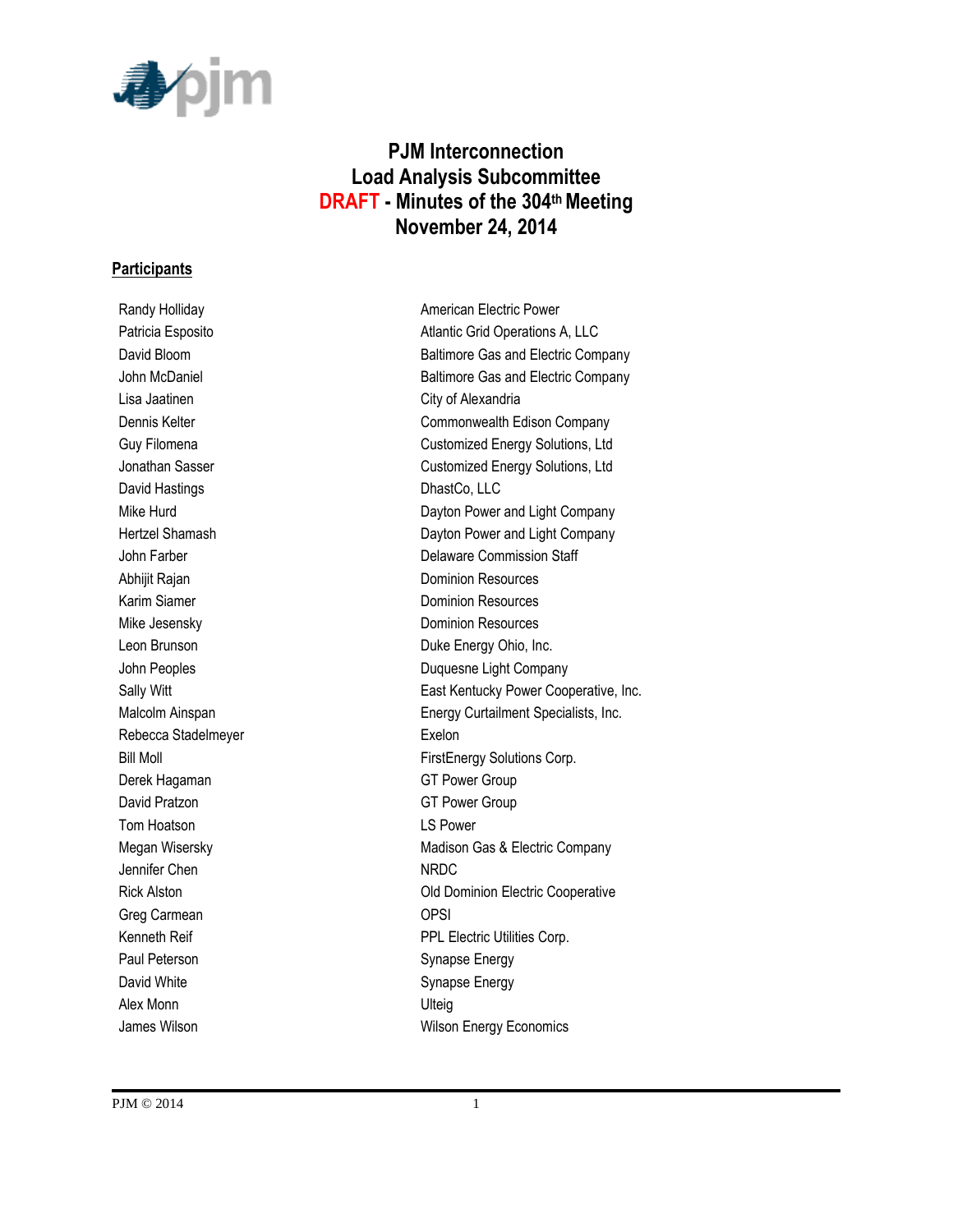# PJM Interconnection
# Load Analysis Subcommittee
# DRAFT - Minutes of the 304th Meeting
# November 24, 2014

## Participants

| | |
|---|---|
| Randy Holliday | American Electric Power |
| Patricia Esposito | Atlantic Grid Operations A, LLC |
| David Bloom | Baltimore Gas and Electric Company |
| John McDaniel | Baltimore Gas and Electric Company |
| Lisa Jaatinen | City of Alexandria |
| Dennis Kelter | Commonwealth Edison Company |
| Guy Filomena | Customized Energy Solutions, Ltd |
| Jonathan Sasser | Customized Energy Solutions, Ltd |
| David Hastings | DhastCo, LLC |
| Mike Hurd | Dayton Power and Light Company |
| Hertzel Shamash | Dayton Power and Light Company |
| John Farber | Delaware Commission Staff |
| Abhijit Rajan | Dominion Resources |
| Karim Siamer | Dominion Resources |
| Mike Jesensky | Dominion Resources |
| Leon Brunson | Duke Energy Ohio, Inc. |
| John Peoples | Duquesne Light Company |
| Sally Witt | East Kentucky Power Cooperative, Inc. |
| Malcolm Ainspan | Energy Curtailment Specialists, Inc. |
| Rebecca Stadelmeyer | Exelon |
| Bill Moll | FirstEnergy Solutions Corp. |
| Derek Hagaman | GT Power Group |
| David Pratzon | GT Power Group |
| Tom Hoatson | LS Power |
| Megan Wisersky | Madison Gas & Electric Company |
| Jennifer Chen | NRDC |
| Rick Alston | Old Dominion Electric Cooperative |
| Greg Carmean | OPSI |
| Kenneth Reif | PPL Electric Utilities Corp. |
| Paul Peterson | Synapse Energy |
| David White | Synapse Energy |
| Alex Monn | Ulteig |
| James Wilson | Wilson Energy Economics |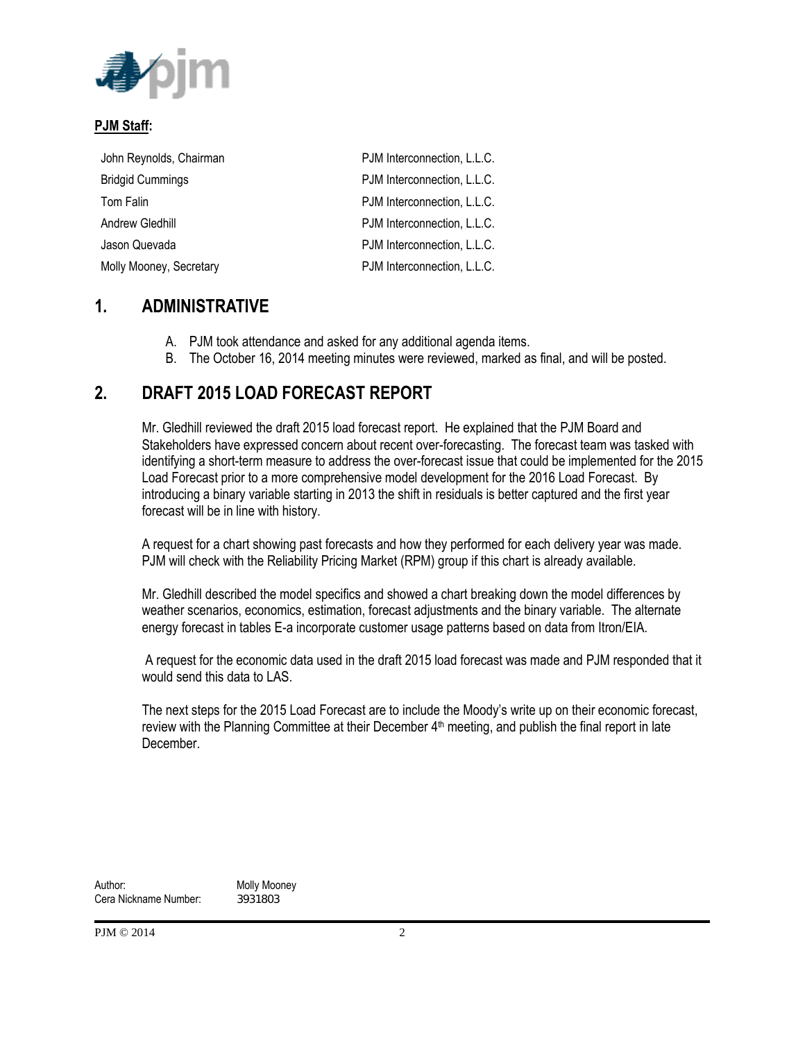**PJM Staff:**

| | |
|---|---|
| John Reynolds, Chairman | PJM Interconnection, L.L.C. |
| Bridgid Cummings | PJM Interconnection, L.L.C. |
| Tom Falin | PJM Interconnection, L.L.C. |
| Andrew Gledhill | PJM Interconnection, L.L.C. |
| Jason Quevada | PJM Interconnection, L.L.C. |
| Molly Mooney, Secretary | PJM Interconnection, L.L.C. |

# 1. ADMINISTRATIVE

A. PJM took attendance and asked for any additional agenda items.
B. The October 16, 2014 meeting minutes were reviewed, marked as final, and will be posted.

# 2. DRAFT 2015 LOAD FORECAST REPORT

Mr. Gledhill reviewed the draft 2015 load forecast report. He explained that the PJM Board and Stakeholders have expressed concern about recent over-forecasting. The forecast team was tasked with identifying a short-term measure to address the over-forecast issue that could be implemented for the 2015 Load Forecast prior to a more comprehensive model development for the 2016 Load Forecast. By introducing a binary variable starting in 2013 the shift in residuals is better captured and the first year forecast will be in line with history.

A request for a chart showing past forecasts and how they performed for each delivery year was made. PJM will check with the Reliability Pricing Market (RPM) group if this chart is already available.

Mr. Gledhill described the model specifics and showed a chart breaking down the model differences by weather scenarios, economics, estimation, forecast adjustments and the binary variable. The alternate energy forecast in tables E-a incorporate customer usage patterns based on data from Itron/EIA.

A request for the economic data used in the draft 2015 load forecast was made and PJM responded that it would send this data to LAS.

The next steps for the 2015 Load Forecast are to include the Moody's write up on their economic forecast, review with the Planning Committee at their December 4th meeting, and publish the final report in late December.

| | |
|---|---|
| Author: | Molly Mooney |
| Cera Nickname Number: | 3931803 |